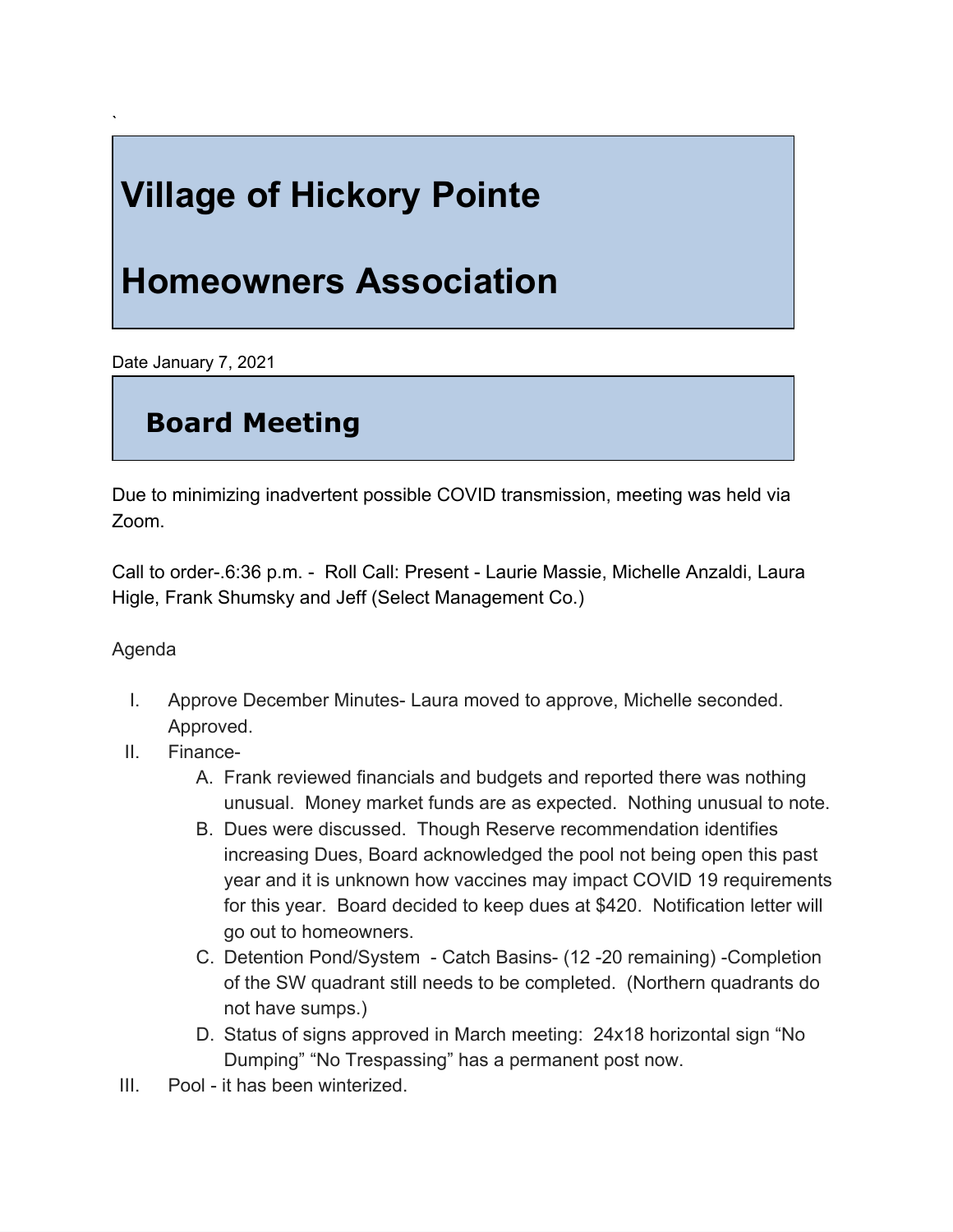`

# Village of Hickory Pointe

# Homeowners Association

Date January 7, 2021

## Board Meeting

Due to minimizing inadvertent possible COVID transmission, meeting was held via Zoom.

Call to order-.6:36 p.m. - Roll Call: Present - Laurie Massie, Michelle Anzaldi, Laura Higle, Frank Shumsky and Jeff (Select Management Co.)

Agenda

I. Approve December Minutes- Laura moved to approve, Michelle seconded. Approved.
II. Finance-
    A. Frank reviewed financials and budgets and reported there was nothing unusual. Money market funds are as expected. Nothing unusual to note.
    B. Dues were discussed. Though Reserve recommendation identifies increasing Dues, Board acknowledged the pool not being open this past year and it is unknown how vaccines may impact COVID 19 requirements for this year. Board decided to keep dues at $420. Notification letter will go out to homeowners.
    C. Detention Pond/System - Catch Basins- (12 -20 remaining) -Completion of the SW quadrant still needs to be completed. (Northern quadrants do not have sumps.)
    D. Status of signs approved in March meeting: 24x18 horizontal sign "No Dumping" "No Trespassing" has a permanent post now.
III. Pool - it has been winterized.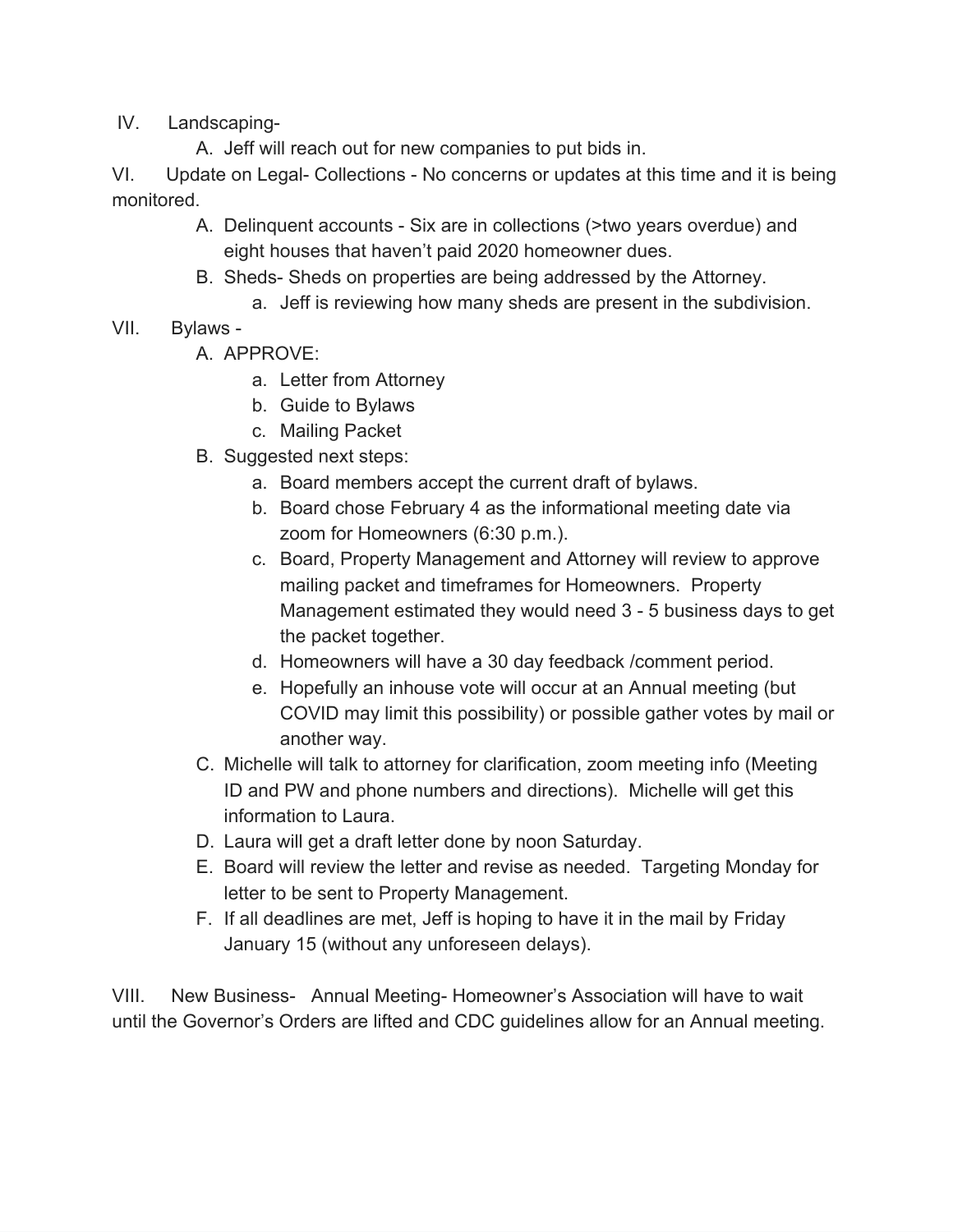IV. Landscaping-

A. Jeff will reach out for new companies to put bids in.

VI. Update on Legal- Collections - No concerns or updates at this time and it is being monitored.

A. Delinquent accounts - Six are in collections (>two years overdue) and eight houses that haven't paid 2020 homeowner dues.
B. Sheds- Sheds on properties are being addressed by the Attorney.
    a. Jeff is reviewing how many sheds are present in the subdivision.

VII. Bylaws -

A. APPROVE:
    a. Letter from Attorney
    b. Guide to Bylaws
    c. Mailing Packet
B. Suggested next steps:
    a. Board members accept the current draft of bylaws.
    b. Board chose February 4 as the informational meeting date via zoom for Homeowners (6:30 p.m.).
    c. Board, Property Management and Attorney will review to approve mailing packet and timeframes for Homeowners. Property Management estimated they would need 3 - 5 business days to get the packet together.
    d. Homeowners will have a 30 day feedback /comment period.
    e. Hopefully an inhouse vote will occur at an Annual meeting (but COVID may limit this possibility) or possible gather votes by mail or another way.
C. Michelle will talk to attorney for clarification, zoom meeting info (Meeting ID and PW and phone numbers and directions). Michelle will get this information to Laura.
D. Laura will get a draft letter done by noon Saturday.
E. Board will review the letter and revise as needed. Targeting Monday for letter to be sent to Property Management.
F. If all deadlines are met, Jeff is hoping to have it in the mail by Friday January 15 (without any unforeseen delays).

VIII. New Business- Annual Meeting- Homeowner's Association will have to wait until the Governor's Orders are lifted and CDC guidelines allow for an Annual meeting.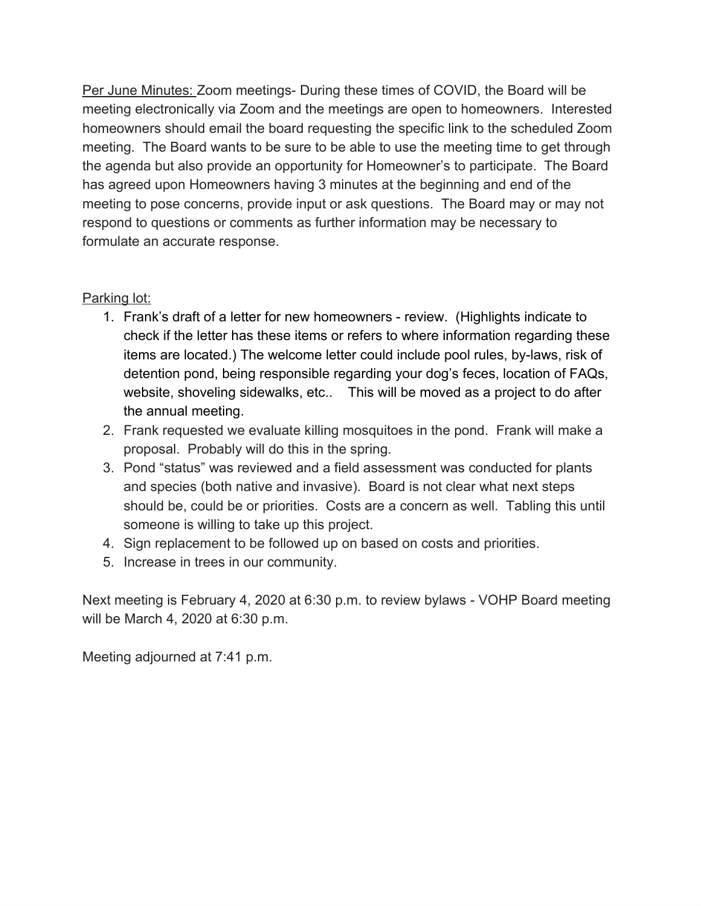<u>Per June Minutes:</u> Zoom meetings- During these times of COVID, the Board will be meeting electronically via Zoom and the meetings are open to homeowners. Interested homeowners should email the board requesting the specific link to the scheduled Zoom meeting. The Board wants to be sure to be able to use the meeting time to get through the agenda but also provide an opportunity for Homeowner's to participate. The Board has agreed upon Homeowners having 3 minutes at the beginning and end of the meeting to pose concerns, provide input or ask questions. The Board may or may not respond to questions or comments as further information may be necessary to formulate an accurate response.

<u>Parking lot:</u>

1. Frank's draft of a letter for new homeowners - review. (Highlights indicate to check if the letter has these items or refers to where information regarding these items are located.) The welcome letter could include pool rules, by-laws, risk of detention pond, being responsible regarding your dog's feces, location of FAQs, website, shoveling sidewalks, etc.. This will be moved as a project to do after the annual meeting.
2. Frank requested we evaluate killing mosquitoes in the pond. Frank will make a proposal. Probably will do this in the spring.
3. Pond "status" was reviewed and a field assessment was conducted for plants and species (both native and invasive). Board is not clear what next steps should be, could be or priorities. Costs are a concern as well. Tabling this until someone is willing to take up this project.
4. Sign replacement to be followed up on based on costs and priorities.
5. Increase in trees in our community.

Next meeting is February 4, 2020 at 6:30 p.m. to review bylaws - VOHP Board meeting will be March 4, 2020 at 6:30 p.m.

Meeting adjourned at 7:41 p.m.